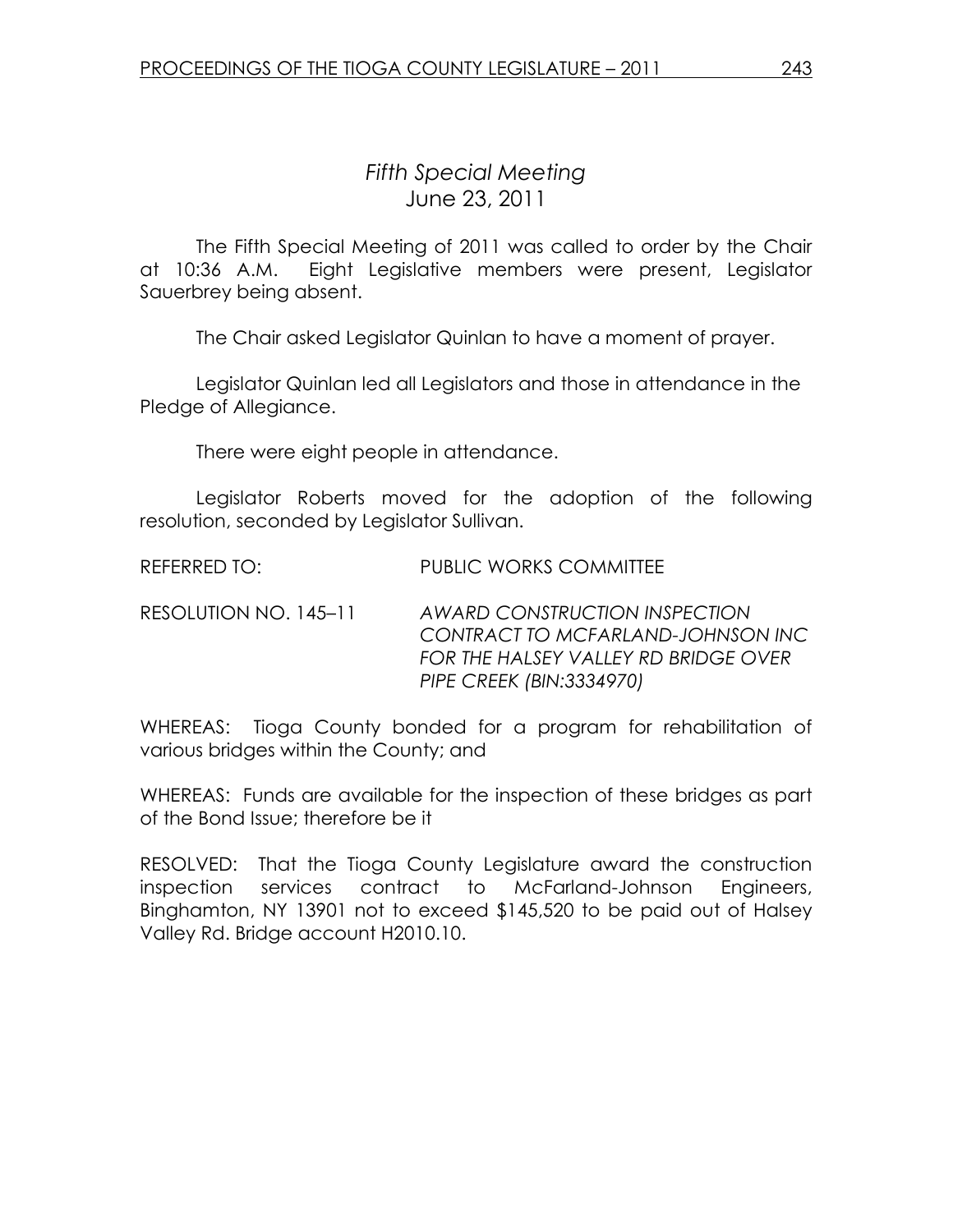# *Fifth Special Meeting*

June 23, 2011

The Fifth Special Meeting of 2011 was called to order by the Chair at 10:36 A.M. Eight Legislative members were present, Legislator Sauerbrey being absent.

The Chair asked Legislator Quinlan to have a moment of prayer.

Legislator Quinlan led all Legislators and those in attendance in the Pledge of Allegiance.

There were eight people in attendance.

Legislator Roberts moved for the adoption of the following resolution, seconded by Legislator Sullivan.

REFERRED TO: PUBLIC WORKS COMMITTEE

RESOLUTION NO. 145–11 *AWARD CONSTRUCTION INSPECTION CONTRACT TO MCFARLAND-JOHNSON INC FOR THE HALSEY VALLEY RD BRIDGE OVER PIPE CREEK (BIN:3334970)*

WHEREAS: Tioga County bonded for a program for rehabilitation of various bridges within the County; and

WHEREAS: Funds are available for the inspection of these bridges as part of the Bond Issue; therefore be it

RESOLVED: That the Tioga County Legislature award the construction inspection services contract to McFarland-Johnson Engineers, Binghamton, NY 13901 not to exceed $145,520 to be paid out of Halsey Valley Rd. Bridge account H2010.10.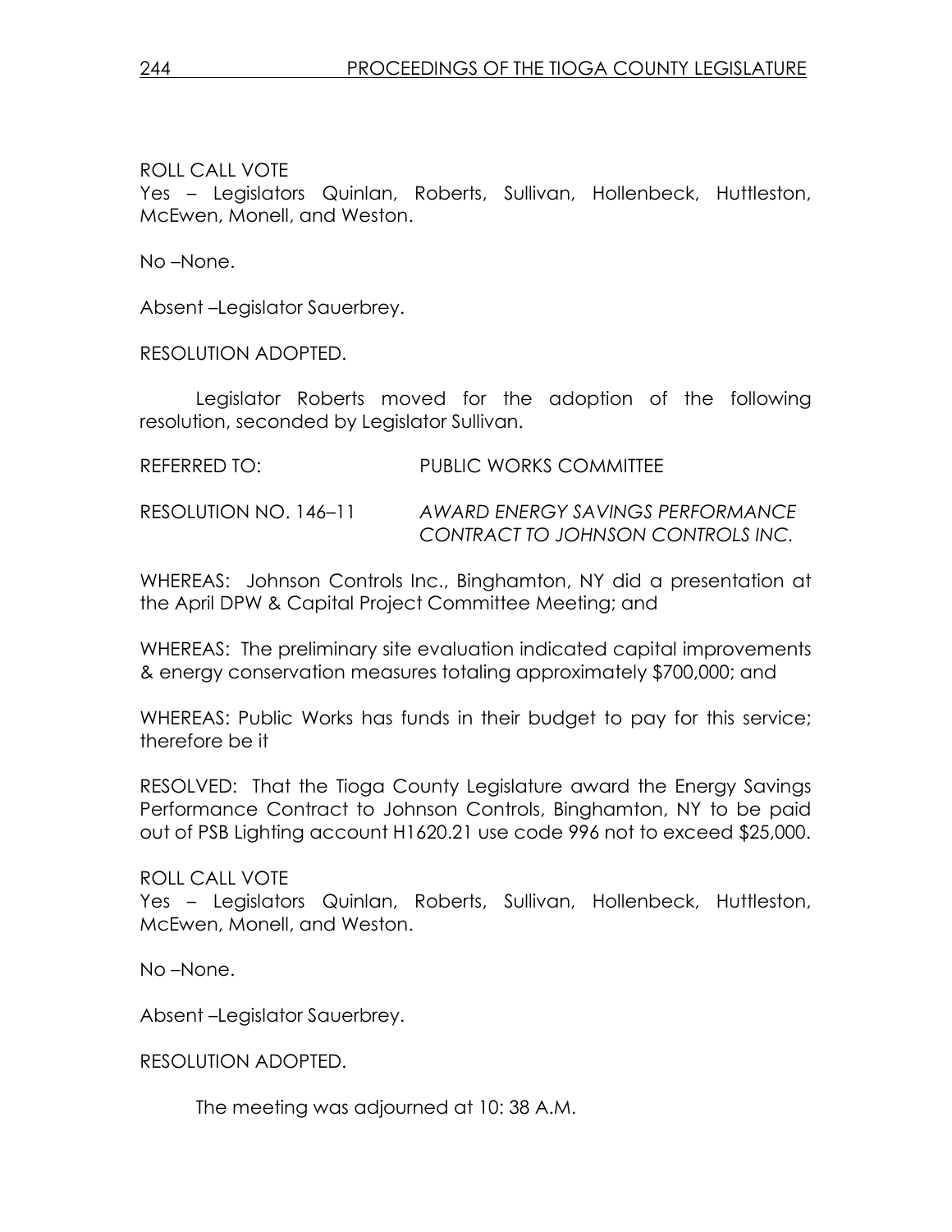ROLL CALL VOTE
Yes – Legislators Quinlan, Roberts, Sullivan, Hollenbeck, Huttleston, McEwen, Monell, and Weston.

No –None.

Absent –Legislator Sauerbrey.

RESOLUTION ADOPTED.

Legislator Roberts moved for the adoption of the following resolution, seconded by Legislator Sullivan.

REFERRED TO: PUBLIC WORKS COMMITTEE

RESOLUTION NO. 146–11 *AWARD ENERGY SAVINGS PERFORMANCE CONTRACT TO JOHNSON CONTROLS INC.*

WHEREAS: Johnson Controls Inc., Binghamton, NY did a presentation at the April DPW & Capital Project Committee Meeting; and

WHEREAS: The preliminary site evaluation indicated capital improvements & energy conservation measures totaling approximately $700,000; and

WHEREAS: Public Works has funds in their budget to pay for this service; therefore be it

RESOLVED: That the Tioga County Legislature award the Energy Savings Performance Contract to Johnson Controls, Binghamton, NY to be paid out of PSB Lighting account H1620.21 use code 996 not to exceed $25,000.

ROLL CALL VOTE
Yes – Legislators Quinlan, Roberts, Sullivan, Hollenbeck, Huttleston, McEwen, Monell, and Weston.

No –None.

Absent –Legislator Sauerbrey.

RESOLUTION ADOPTED.

The meeting was adjourned at 10: 38 A.M.